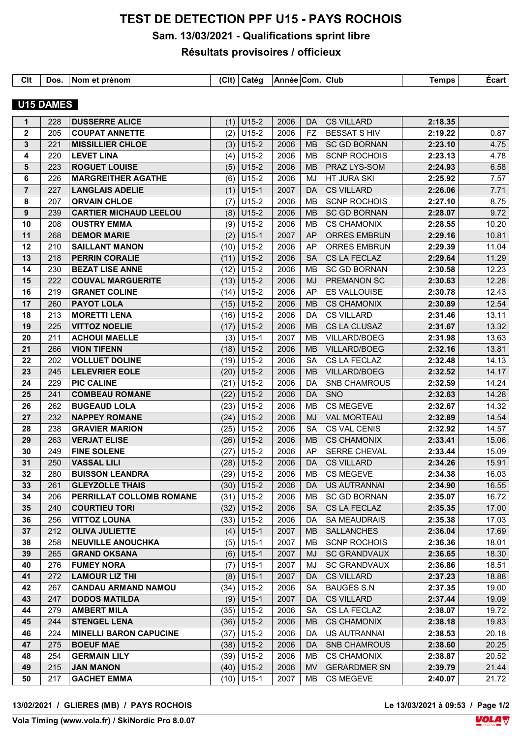# TEST DE DETECTION PPF U15 - PAYS ROCHOIS

## Sam. 13/03/2021 - Qualifications sprint libre

## Résultats provisoires / officieux

### U15 DAMES

| Clt | Dos. | Nom et prénom | (Clt) | Catég | Année | Com. | Club | Temps | Écart |
|---|---|---|---|---|---|---|---|---|---|
| 1 | 228 | DUSSERRE ALICE | (1) | U15-2 | 2006 | DA | CS VILLARD | 2:18.35 | |
| 2 | 205 | COUPAT ANNETTE | (2) | U15-2 | 2006 | FZ | BESSAT S HIV | 2:19.22 | 0.87 |
| 3 | 221 | MISSILLIER CHLOE | (3) | U15-2 | 2006 | MB | SC GD BORNAN | 2:23.10 | 4.75 |
| 4 | 220 | LEVET LINA | (4) | U15-2 | 2006 | MB | SCNP ROCHOIS | 2:23.13 | 4.78 |
| 5 | 223 | ROGUET LOUISE | (5) | U15-2 | 2006 | MB | PRAZ LYS-SOM | 2:24.93 | 6.58 |
| 6 | 226 | MARGREITHER AGATHE | (6) | U15-2 | 2006 | MJ | HT JURA SKI | 2:25.92 | 7.57 |
| 7 | 227 | LANGLAIS ADELIE | (1) | U15-1 | 2007 | DA | CS VILLARD | 2:26.06 | 7.71 |
| 8 | 207 | ORVAIN CHLOE | (7) | U15-2 | 2006 | MB | SCNP ROCHOIS | 2:27.10 | 8.75 |
| 9 | 239 | CARTIER MICHAUD LEELOU | (8) | U15-2 | 2006 | MB | SC GD BORNAN | 2:28.07 | 9.72 |
| 10 | 208 | OUSTRY EMMA | (9) | U15-2 | 2006 | MB | CS CHAMONIX | 2:28.55 | 10.20 |
| 11 | 268 | DEMOR MARIE | (2) | U15-1 | 2007 | AP | ORRES EMBRUN | 2:29.16 | 10.81 |
| 12 | 210 | SAILLANT MANON | (10) | U15-2 | 2006 | AP | ORRES EMBRUN | 2:29.39 | 11.04 |
| 13 | 218 | PERRIN CORALIE | (11) | U15-2 | 2006 | SA | CS LA FECLAZ | 2:29.64 | 11.29 |
| 14 | 230 | BEZAT LISE ANNE | (12) | U15-2 | 2006 | MB | SC GD BORNAN | 2:30.58 | 12.23 |
| 15 | 222 | COUVAL MARGUERITE | (13) | U15-2 | 2006 | MJ | PREMANON SC | 2:30.63 | 12.28 |
| 16 | 219 | GRANET COLINE | (14) | U15-2 | 2006 | AP | ES VALLOUISE | 2:30.78 | 12.43 |
| 17 | 260 | PAYOT LOLA | (15) | U15-2 | 2006 | MB | CS CHAMONIX | 2:30.89 | 12.54 |
| 18 | 213 | MORETTI LENA | (16) | U15-2 | 2006 | DA | CS VILLARD | 2:31.46 | 13.11 |
| 19 | 225 | VITTOZ NOELIE | (17) | U15-2 | 2006 | MB | CS LA CLUSAZ | 2:31.67 | 13.32 |
| 20 | 211 | ACHOUI MAELLE | (3) | U15-1 | 2007 | MB | VILLARD/BOEG | 2:31.98 | 13.63 |
| 21 | 266 | VION TIFENN | (18) | U15-2 | 2006 | MB | VILLARD/BOEG | 2:32.16 | 13.81 |
| 22 | 202 | VOLLUET DOLINE | (19) | U15-2 | 2006 | SA | CS LA FECLAZ | 2:32.48 | 14.13 |
| 23 | 245 | LELEVRIER EOLE | (20) | U15-2 | 2006 | MB | VILLARD/BOEG | 2:32.52 | 14.17 |
| 24 | 229 | PIC CALINE | (21) | U15-2 | 2006 | DA | SNB CHAMROUS | 2:32.59 | 14.24 |
| 25 | 241 | COMBEAU ROMANE | (22) | U15-2 | 2006 | DA | SNO | 2:32.63 | 14.28 |
| 26 | 262 | BUGEAUD LOLA | (23) | U15-2 | 2006 | MB | CS MEGEVE | 2:32.67 | 14.32 |
| 27 | 232 | NAPPEY ROMANE | (24) | U15-2 | 2006 | MJ | VAL MORTEAU | 2:32.89 | 14.54 |
| 28 | 238 | GRAVIER MARION | (25) | U15-2 | 2006 | SA | CS VAL CENIS | 2:32.92 | 14.57 |
| 29 | 263 | VERJAT ELISE | (26) | U15-2 | 2006 | MB | CS CHAMONIX | 2:33.41 | 15.06 |
| 30 | 249 | FINE SOLENE | (27) | U15-2 | 2006 | AP | SERRE CHEVAL | 2:33.44 | 15.09 |
| 31 | 250 | VASSAL LILI | (28) | U15-2 | 2006 | DA | CS VILLARD | 2:34.26 | 15.91 |
| 32 | 280 | BUISSON LEANDRA | (29) | U15-2 | 2006 | MB | CS MEGEVE | 2:34.38 | 16.03 |
| 33 | 261 | GLEYZOLLE THAIS | (30) | U15-2 | 2006 | DA | US AUTRANNAI | 2:34.90 | 16.55 |
| 34 | 206 | PERRILLAT COLLOMB ROMANE | (31) | U15-2 | 2006 | MB | SC GD BORNAN | 2:35.07 | 16.72 |
| 35 | 240 | COURTIEU TORI | (32) | U15-2 | 2006 | SA | CS LA FECLAZ | 2:35.35 | 17.00 |
| 36 | 256 | VITTOZ LOUNA | (33) | U15-2 | 2006 | DA | SA MEAUDRAIS | 2:35.38 | 17.03 |
| 37 | 212 | OLIVA JULIETTE | (4) | U15-1 | 2007 | MB | SALLANCHES | 2:36.04 | 17.69 |
| 38 | 258 | NEUVILLE ANOUCHKA | (5) | U15-1 | 2007 | MB | SCNP ROCHOIS | 2:36.36 | 18.01 |
| 39 | 265 | GRAND OKSANA | (6) | U15-1 | 2007 | MJ | SC GRANDVAUX | 2:36.65 | 18.30 |
| 40 | 276 | FUMEY NORA | (7) | U15-1 | 2007 | MJ | SC GRANDVAUX | 2:36.86 | 18.51 |
| 41 | 272 | LAMOUR LIZ THI | (8) | U15-1 | 2007 | DA | CS VILLARD | 2:37.23 | 18.88 |
| 42 | 267 | CANDAU ARMAND NAMOU | (34) | U15-2 | 2006 | SA | BAUGES S.N | 2:37.35 | 19.00 |
| 43 | 247 | DODOS MATILDA | (9) | U15-1 | 2007 | DA | CS VILLARD | 2:37.44 | 19.09 |
| 44 | 279 | AMBERT MILA | (35) | U15-2 | 2006 | SA | CS LA FECLAZ | 2:38.07 | 19.72 |
| 45 | 244 | STENGEL LENA | (36) | U15-2 | 2006 | MB | CS CHAMONIX | 2:38.18 | 19.83 |
| 46 | 224 | MINELLI BARON CAPUCINE | (37) | U15-2 | 2006 | DA | US AUTRANNAI | 2:38.53 | 20.18 |
| 47 | 275 | BOEUF MAE | (38) | U15-2 | 2006 | DA | SNB CHAMROUS | 2:38.60 | 20.25 |
| 48 | 254 | GERMAIN LILY | (39) | U15-2 | 2006 | MB | CS CHAMONIX | 2:38.87 | 20.52 |
| 49 | 215 | JAN MANON | (40) | U15-2 | 2006 | MV | GERARDMER SN | 2:39.79 | 21.44 |
| 50 | 217 | GACHET EMMA | (10) | U15-1 | 2007 | MB | CS MEGEVE | 2:40.07 | 21.72 |

13/02/2021 / GLIERES (MB) / PAYS ROCHOIS — Le 13/03/2021 à 09:53

Vola Timing (www.vola.fr) / SkiNordic Pro 8.0.07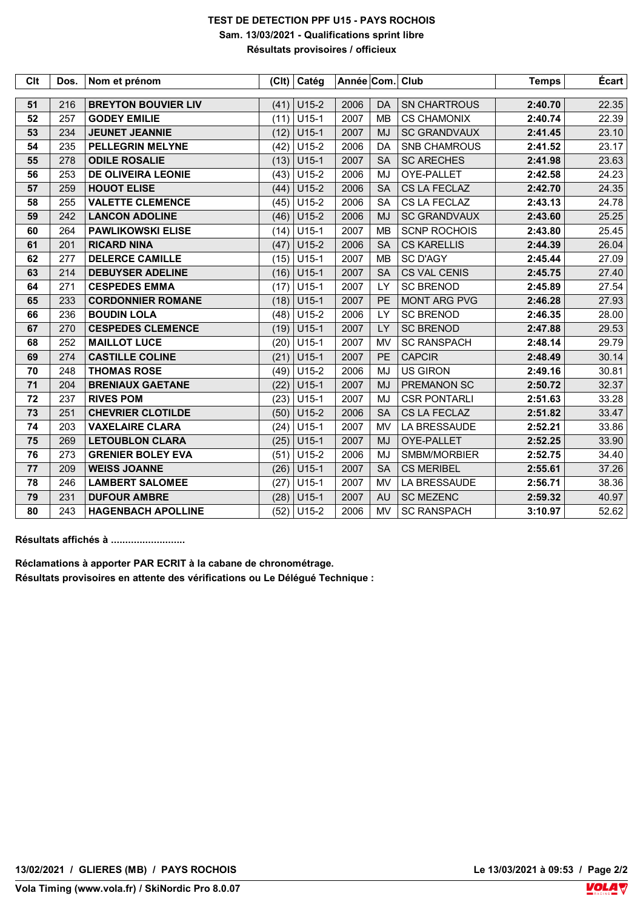**TEST DE DETECTION PPF U15 - PAYS ROCHOIS**

**Sam. 13/03/2021 - Qualifications sprint libre**

**Résultats provisoires / officieux**

| Clt | Dos. | Nom et prénom | (Clt) | Catég | Année | Com. | Club | Temps | Écart |
|---|---|---|---|---|---|---|---|---|---|
| 51 | 216 | BREYTON BOUVIER LIV | (41) | U15-2 | 2006 | DA | SN CHARTROUS | 2:40.70 | 22.35 |
| 52 | 257 | GODEY EMILIE | (11) | U15-1 | 2007 | MB | CS CHAMONIX | 2:40.74 | 22.39 |
| 53 | 234 | JEUNET JEANNIE | (12) | U15-1 | 2007 | MJ | SC GRANDVAUX | 2:41.45 | 23.10 |
| 54 | 235 | PELLEGRIN MELYNE | (42) | U15-2 | 2006 | DA | SNB CHAMROUS | 2:41.52 | 23.17 |
| 55 | 278 | ODILE ROSALIE | (13) | U15-1 | 2007 | SA | SC ARECHES | 2:41.98 | 23.63 |
| 56 | 253 | DE OLIVEIRA LEONIE | (43) | U15-2 | 2006 | MJ | OYE-PALLET | 2:42.58 | 24.23 |
| 57 | 259 | HOUOT ELISE | (44) | U15-2 | 2006 | SA | CS LA FECLAZ | 2:42.70 | 24.35 |
| 58 | 255 | VALETTE CLEMENCE | (45) | U15-2 | 2006 | SA | CS LA FECLAZ | 2:43.13 | 24.78 |
| 59 | 242 | LANCON ADOLINE | (46) | U15-2 | 2006 | MJ | SC GRANDVAUX | 2:43.60 | 25.25 |
| 60 | 264 | PAWLIKOWSKI ELISE | (14) | U15-1 | 2007 | MB | SCNP ROCHOIS | 2:43.80 | 25.45 |
| 61 | 201 | RICARD NINA | (47) | U15-2 | 2006 | SA | CS KARELLIS | 2:44.39 | 26.04 |
| 62 | 277 | DELERCE CAMILLE | (15) | U15-1 | 2007 | MB | SC D'AGY | 2:45.44 | 27.09 |
| 63 | 214 | DEBUYSER ADELINE | (16) | U15-1 | 2007 | SA | CS VAL CENIS | 2:45.75 | 27.40 |
| 64 | 271 | CESPEDES EMMA | (17) | U15-1 | 2007 | LY | SC BRENOD | 2:45.89 | 27.54 |
| 65 | 233 | CORDONNIER ROMANE | (18) | U15-1 | 2007 | PE | MONT ARG PVG | 2:46.28 | 27.93 |
| 66 | 236 | BOUDIN LOLA | (48) | U15-2 | 2006 | LY | SC BRENOD | 2:46.35 | 28.00 |
| 67 | 270 | CESPEDES CLEMENCE | (19) | U15-1 | 2007 | LY | SC BRENOD | 2:47.88 | 29.53 |
| 68 | 252 | MAILLOT LUCE | (20) | U15-1 | 2007 | MV | SC RANSPACH | 2:48.14 | 29.79 |
| 69 | 274 | CASTILLE COLINE | (21) | U15-1 | 2007 | PE | CAPCIR | 2:48.49 | 30.14 |
| 70 | 248 | THOMAS ROSE | (49) | U15-2 | 2006 | MJ | US GIRON | 2:49.16 | 30.81 |
| 71 | 204 | BRENIAUX GAETANE | (22) | U15-1 | 2007 | MJ | PREMANON SC | 2:50.72 | 32.37 |
| 72 | 237 | RIVES POM | (23) | U15-1 | 2007 | MJ | CSR PONTARLI | 2:51.63 | 33.28 |
| 73 | 251 | CHEVRIER CLOTILDE | (50) | U15-2 | 2006 | SA | CS LA FECLAZ | 2:51.82 | 33.47 |
| 74 | 203 | VAXELAIRE CLARA | (24) | U15-1 | 2007 | MV | LA BRESSAUDE | 2:52.21 | 33.86 |
| 75 | 269 | LETOUBLON CLARA | (25) | U15-1 | 2007 | MJ | OYE-PALLET | 2:52.25 | 33.90 |
| 76 | 273 | GRENIER BOLEY EVA | (51) | U15-2 | 2006 | MJ | SMBM/MORBIER | 2:52.75 | 34.40 |
| 77 | 209 | WEISS JOANNE | (26) | U15-1 | 2007 | SA | CS MERIBEL | 2:55.61 | 37.26 |
| 78 | 246 | LAMBERT SALOMEE | (27) | U15-1 | 2007 | MV | LA BRESSAUDE | 2:56.71 | 38.36 |
| 79 | 231 | DUFOUR AMBRE | (28) | U15-1 | 2007 | AU | SC MEZENC | 2:59.32 | 40.97 |
| 80 | 243 | HAGENBACH APOLLINE | (52) | U15-2 | 2006 | MV | SC RANSPACH | 3:10.97 | 52.62 |

**Résultats affichés à ..........................**

**Réclamations à apporter PAR ECRIT à la cabane de chronométrage.**

**Résultats provisoires en attente des vérifications ou Le Délégué Technique :**

**13/02/2021 / GLIERES (MB) / PAYS ROCHOIS** — **Le 13/03/2021 à 09:53**

**Vola Timing (www.vola.fr) / SkiNordic Pro 8.0.07**